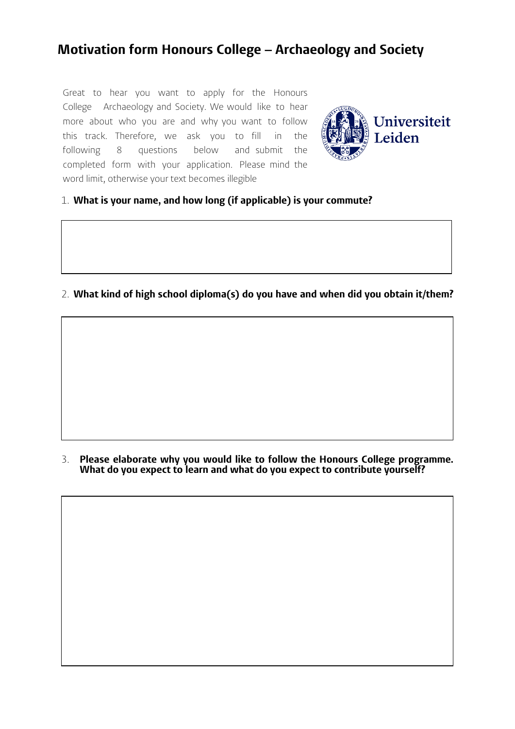# Motivation form Honours College – Archaeology and Society

Great to hear you want to apply for the Honours College Archaeology and Society. We would like to hear more about who you are and why you want to follow this track. Therefore, we ask you to fill in the following 8 questions below and submit the completed form with your application. Please mind the word limit, otherwise your text becomes illegible

1. **What is your name, and how long (if applicable) is your commute?**

2. **What kind of high school diploma(s) do you have and when did you obtain it/them?**

3. **Please elaborate why you would like to follow the Honours College programme. What do you expect to learn and what do you expect to contribute yourself?**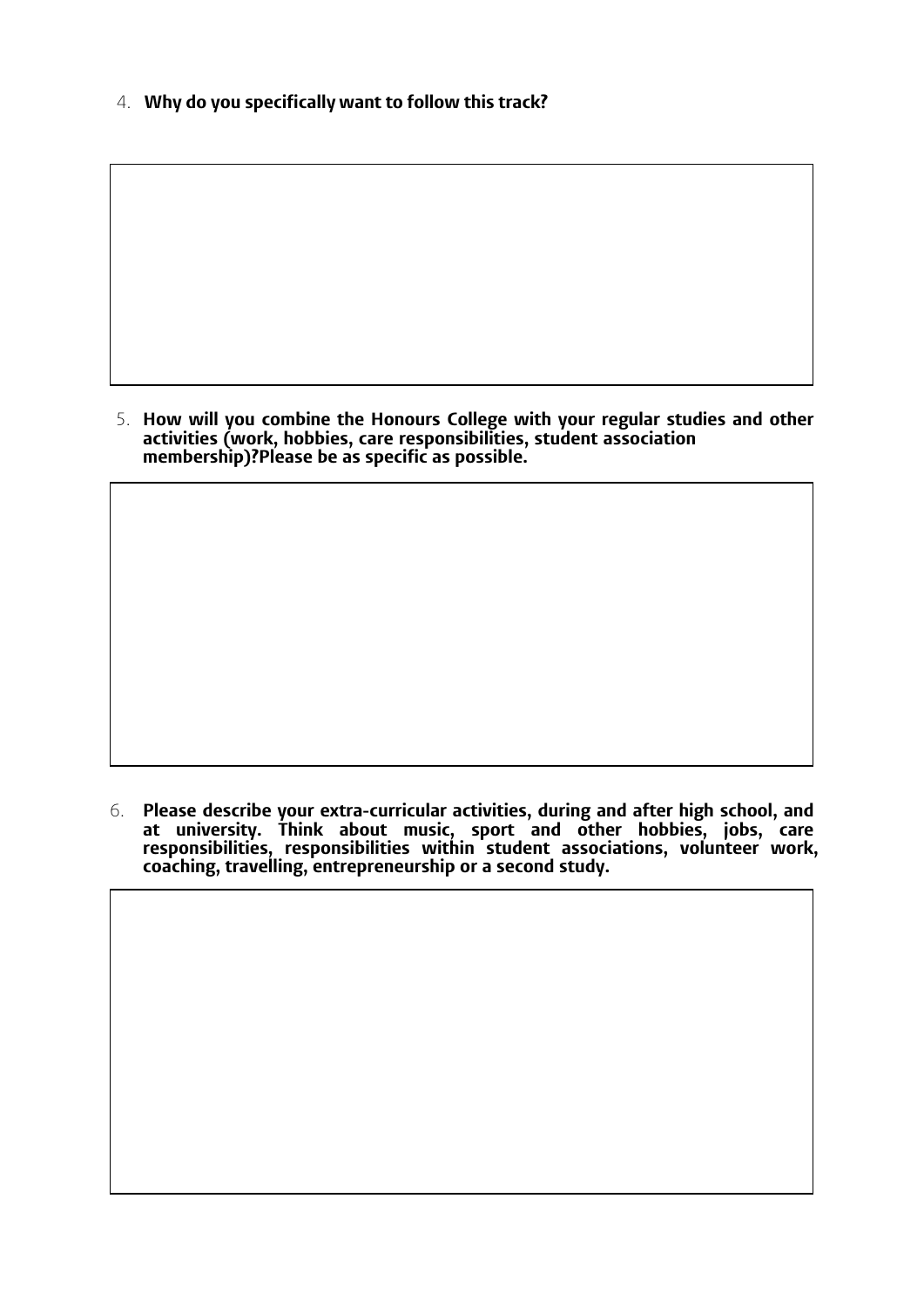4. **Why do you specifically want to follow this track?**

5. **How will you combine the Honours College with your regular studies and other activities (work, hobbies, care responsibilities, student association membership)?Please be as specific as possible.**

6. **Please describe your extra-curricular activities, during and after high school, and at university. Think about music, sport and other hobbies, jobs, care responsibilities, responsibilities within student associations, volunteer work, coaching, travelling, entrepreneurship or a second study.**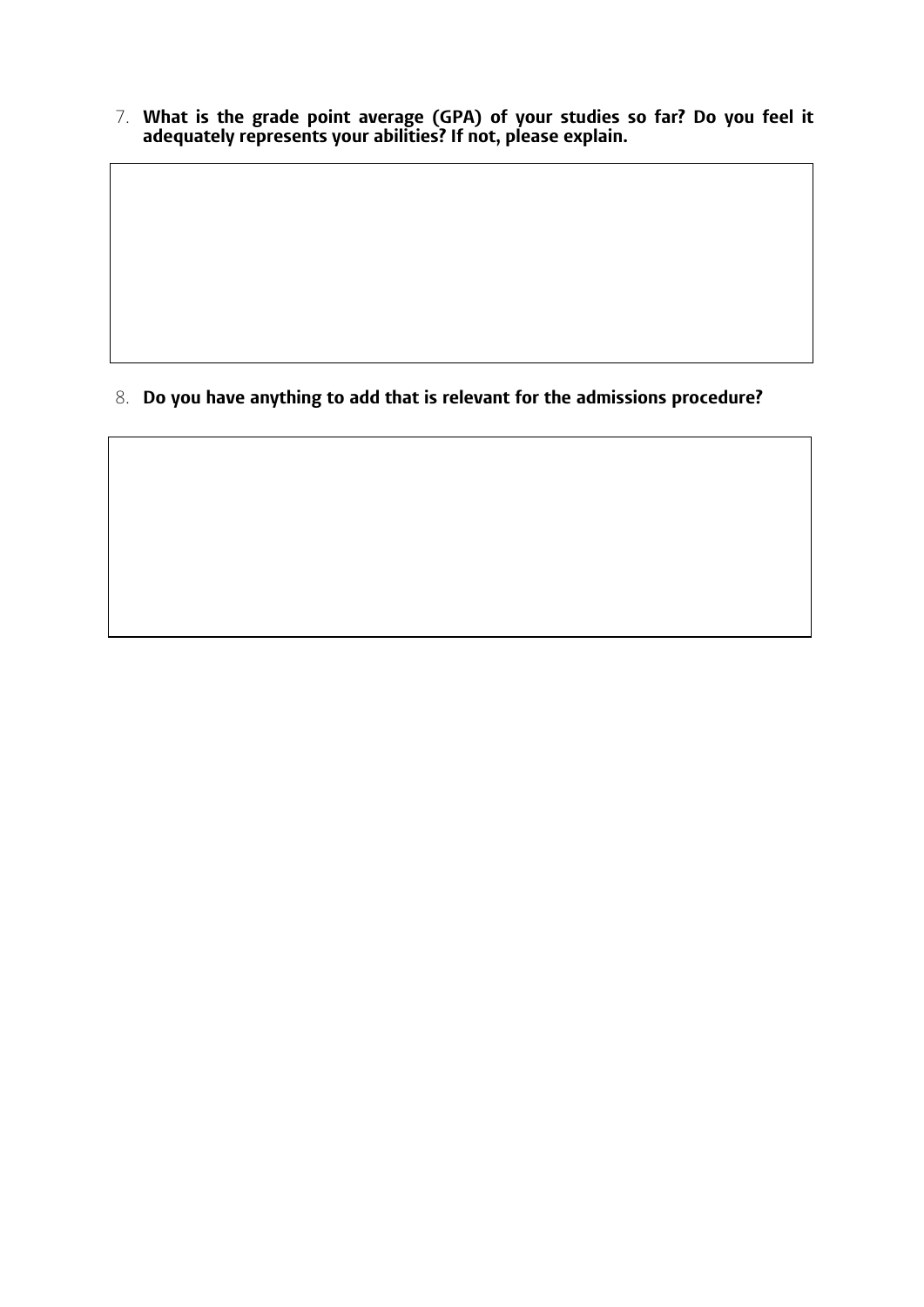7. **What is the grade point average (GPA) of your studies so far? Do you feel it adequately represents your abilities? If not, please explain.**

8. **Do you have anything to add that is relevant for the admissions procedure?**